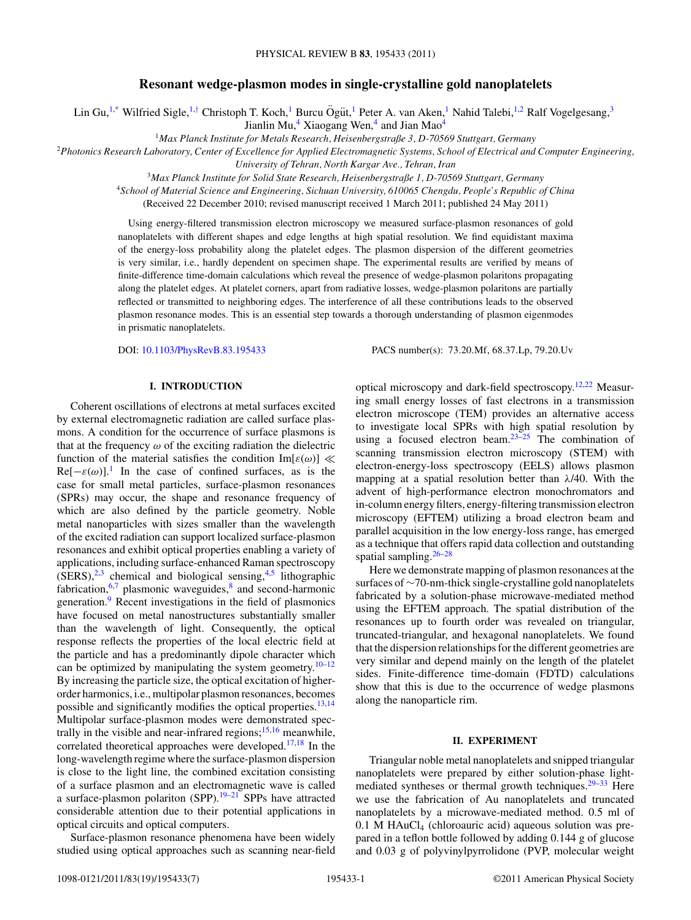# Resonant wedge-plasmon modes in single-crystalline gold nanoplatelets

Lin Gu,[1,*] Wilfried Sigle,[1,†] Christoph T. Koch,[1] Burcu Ögüt,[1] Peter A. van Aken,[1] Nahid Talebi,[1,2] Ralf Vogelgesang,[3] Jianlin Mu,[4] Xiaogang Wen,[4] and Jian Mao[4]

[1]*Max Planck Institute for Metals Research, Heisenbergstraße 3, D-70569 Stuttgart, Germany*

[2]*Photonics Research Laboratory, Center of Excellence for Applied Electromagnetic Systems, School of Electrical and Computer Engineering, University of Tehran, North Kargar Ave., Tehran, Iran*

[3]*Max Planck Institute for Solid State Research, Heisenbergstraße 1, D-70569 Stuttgart, Germany*

[4]*School of Material Science and Engineering, Sichuan University, 610065 Chengdu, People's Republic of China*

(Received 22 December 2010; revised manuscript received 1 March 2011; published 24 May 2011)

Using energy-filtered transmission electron microscopy we measured surface-plasmon resonances of gold nanoplatelets with different shapes and edge lengths at high spatial resolution. We find equidistant maxima of the energy-loss probability along the platelet edges. The plasmon dispersion of the different geometries is very similar, i.e., hardly dependent on specimen shape. The experimental results are verified by means of finite-difference time-domain calculations which reveal the presence of wedge-plasmon polaritons propagating along the platelet edges. At platelet corners, apart from radiative losses, wedge-plasmon polaritons are partially reflected or transmitted to neighboring edges. The interference of all these contributions leads to the observed plasmon resonance modes. This is an essential step towards a thorough understanding of plasmon eigenmodes in prismatic nanoplatelets.

DOI: 10.1103/PhysRevB.83.195433 PACS number(s): 73.20.Mf, 68.37.Lp, 79.20.Uv

## I. INTRODUCTION

Coherent oscillations of electrons at metal surfaces excited by external electromagnetic radiation are called surface plasmons. A condition for the occurrence of surface plasmons is that at the frequency $\omega$ of the exciting radiation the dielectric function of the material satisfies the condition $\text{Im}[\varepsilon(\omega)] \ll \text{Re}[-\varepsilon(\omega)]$.[1] In the case of confined surfaces, as is the case for small metal particles, surface-plasmon resonances (SPRs) may occur, the shape and resonance frequency of which are also defined by the particle geometry. Noble metal nanoparticles with sizes smaller than the wavelength of the excited radiation can support localized surface-plasmon resonances and exhibit optical properties enabling a variety of applications, including surface-enhanced Raman spectroscopy (SERS),[2,3] chemical and biological sensing,[4,5] lithographic fabrication,[6,7] plasmonic waveguides,[8] and second-harmonic generation.[9] Recent investigations in the field of plasmonics have focused on metal nanostructures substantially smaller than the wavelength of light. Consequently, the optical response reflects the properties of the local electric field at the particle and has a predominantly dipole character which can be optimized by manipulating the system geometry.[10–12] By increasing the particle size, the optical excitation of higher-order harmonics, i.e., multipolar plasmon resonances, becomes possible and significantly modifies the optical properties.[13,14] Multipolar surface-plasmon modes were demonstrated spectrally in the visible and near-infrared regions;[15,16] meanwhile, correlated theoretical approaches were developed.[17,18] In the long-wavelength regime where the surface-plasmon dispersion is close to the light line, the combined excitation consisting of a surface plasmon and an electromagnetic wave is called a surface-plasmon polariton (SPP).[19–21] SPPs have attracted considerable attention due to their potential applications in optical circuits and optical computers.

Surface-plasmon resonance phenomena have been widely studied using optical approaches such as scanning near-field optical microscopy and dark-field spectroscopy.[12,22] Measuring small energy losses of fast electrons in a transmission electron microscope (TEM) provides an alternative access to investigate local SPRs with high spatial resolution by using a focused electron beam.[23–25] The combination of scanning transmission electron microscopy (STEM) with electron-energy-loss spectroscopy (EELS) allows plasmon mapping at a spatial resolution better than $\lambda/40$. With the advent of high-performance electron monochromators and in-column energy filters, energy-filtering transmission electron microscopy (EFTEM) utilizing a broad electron beam and parallel acquisition in the low energy-loss range, has emerged as a technique that offers rapid data collection and outstanding spatial sampling.[26–28]

Here we demonstrate mapping of plasmon resonances at the surfaces of ~70-nm-thick single-crystalline gold nanoplatelets fabricated by a solution-phase microwave-mediated method using the EFTEM approach. The spatial distribution of the resonances up to fourth order was revealed on triangular, truncated-triangular, and hexagonal nanoplatelets. We found that the dispersion relationships for the different geometries are very similar and depend mainly on the length of the platelet sides. Finite-difference time-domain (FDTD) calculations show that this is due to the occurrence of wedge plasmons along the nanoparticle rim.

## II. EXPERIMENT

Triangular noble metal nanoplatelets and snipped triangular nanoplatelets were prepared by either solution-phase light-mediated syntheses or thermal growth techniques.[29–33] Here we use the fabrication of Au nanoplatelets and truncated nanoplatelets by a microwave-mediated method. 0.5 ml of 0.1 M $HAuCl_4$ (chloroauric acid) aqueous solution was prepared in a teflon bottle followed by adding 0.144 g of glucose and 0.03 g of polyvinylpyrrolidone (PVP, molecular weight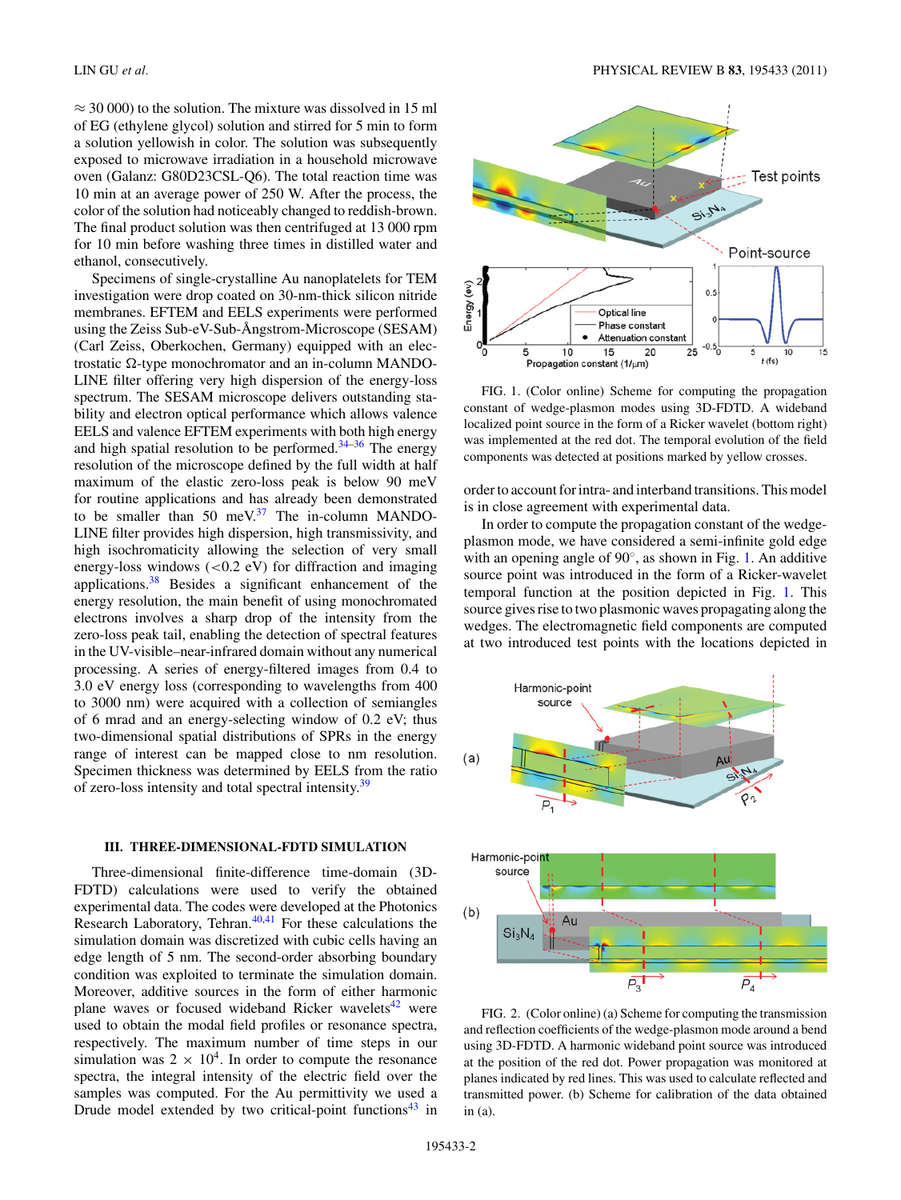≈ 30 000) to the solution. The mixture was dissolved in 15 ml of EG (ethylene glycol) solution and stirred for 5 min to form a solution yellowish in color. The solution was subsequently exposed to microwave irradiation in a household microwave oven (Galanz: G80D23CSL-Q6). The total reaction time was 10 min at an average power of 250 W. After the process, the color of the solution had noticeably changed to reddish-brown. The final product solution was then centrifuged at 13 000 rpm for 10 min before washing three times in distilled water and ethanol, consecutively.

Specimens of single-crystalline Au nanoplatelets for TEM investigation were drop coated on 30-nm-thick silicon nitride membranes. EFTEM and EELS experiments were performed using the Zeiss Sub-eV-Sub-Ångstrom-Microscope (SESAM) (Carl Zeiss, Oberkochen, Germany) equipped with an electrostatic Ω-type monochromator and an in-column MANDOLINE filter offering very high dispersion of the energy-loss spectrum. The SESAM microscope delivers outstanding stability and electron optical performance which allows valence EELS and valence EFTEM experiments with both high energy and high spatial resolution to be performed.[34–36] The energy resolution of the microscope defined by the full width at half maximum of the elastic zero-loss peak is below 90 meV for routine applications and has already been demonstrated to be smaller than 50 meV.[37] The in-column MANDOLINE filter provides high dispersion, high transmissivity, and high isochromaticity allowing the selection of very small energy-loss windows (<0.2 eV) for diffraction and imaging applications.[38] Besides a significant enhancement of the energy resolution, the main benefit of using monochromated electrons involves a sharp drop of the intensity from the zero-loss peak tail, enabling the detection of spectral features in the UV-visible–near-infrared domain without any numerical processing. A series of energy-filtered images from 0.4 to 3.0 eV energy loss (corresponding to wavelengths from 400 to 3000 nm) were acquired with a collection of semiangles of 6 mrad and an energy-selecting window of 0.2 eV; thus two-dimensional spatial distributions of SPRs in the energy range of interest can be mapped close to nm resolution. Specimen thickness was determined by EELS from the ratio of zero-loss intensity and total spectral intensity.[39]

## III. THREE-DIMENSIONAL-FDTD SIMULATION

Three-dimensional finite-difference time-domain (3D-FDTD) calculations were used to verify the obtained experimental data. The codes were developed at the Photonics Research Laboratory, Tehran.[40,41] For these calculations the simulation domain was discretized with cubic cells having an edge length of 5 nm. The second-order absorbing boundary condition was exploited to terminate the simulation domain. Moreover, additive sources in the form of either harmonic plane waves or focused wideband Ricker wavelets[42] were used to obtain the modal field profiles or resonance spectra, respectively. The maximum number of time steps in our simulation was $2 \times 10^4$. In order to compute the resonance spectra, the integral intensity of the electric field over the samples was computed. For the Au permittivity we used a Drude model extended by two critical-point functions[43] in order to account for intra- and interband transitions. This model is in close agreement with experimental data.

FIG. 1. (Color online) Scheme for computing the propagation constant of wedge-plasmon modes using 3D-FDTD. A wideband localized point source in the form of a Ricker wavelet (bottom right) was implemented at the red dot. The temporal evolution of the field components was detected at positions marked by yellow crosses.

In order to compute the propagation constant of the wedge-plasmon mode, we have considered a semi-infinite gold edge with an opening angle of 90°, as shown in Fig. 1. An additive source point was introduced in the form of a Ricker-wavelet temporal function at the position depicted in Fig. 1. This source gives rise to two plasmonic waves propagating along the wedges. The electromagnetic field components are computed at two introduced test points with the locations depicted in

FIG. 2. (Color online) (a) Scheme for computing the transmission and reflection coefficients of the wedge-plasmon mode around a bend using 3D-FDTD. A harmonic wideband point source was introduced at the position of the red dot. Power propagation was monitored at planes indicated by red lines. This was used to calculate reflected and transmitted power. (b) Scheme for calibration of the data obtained in (a).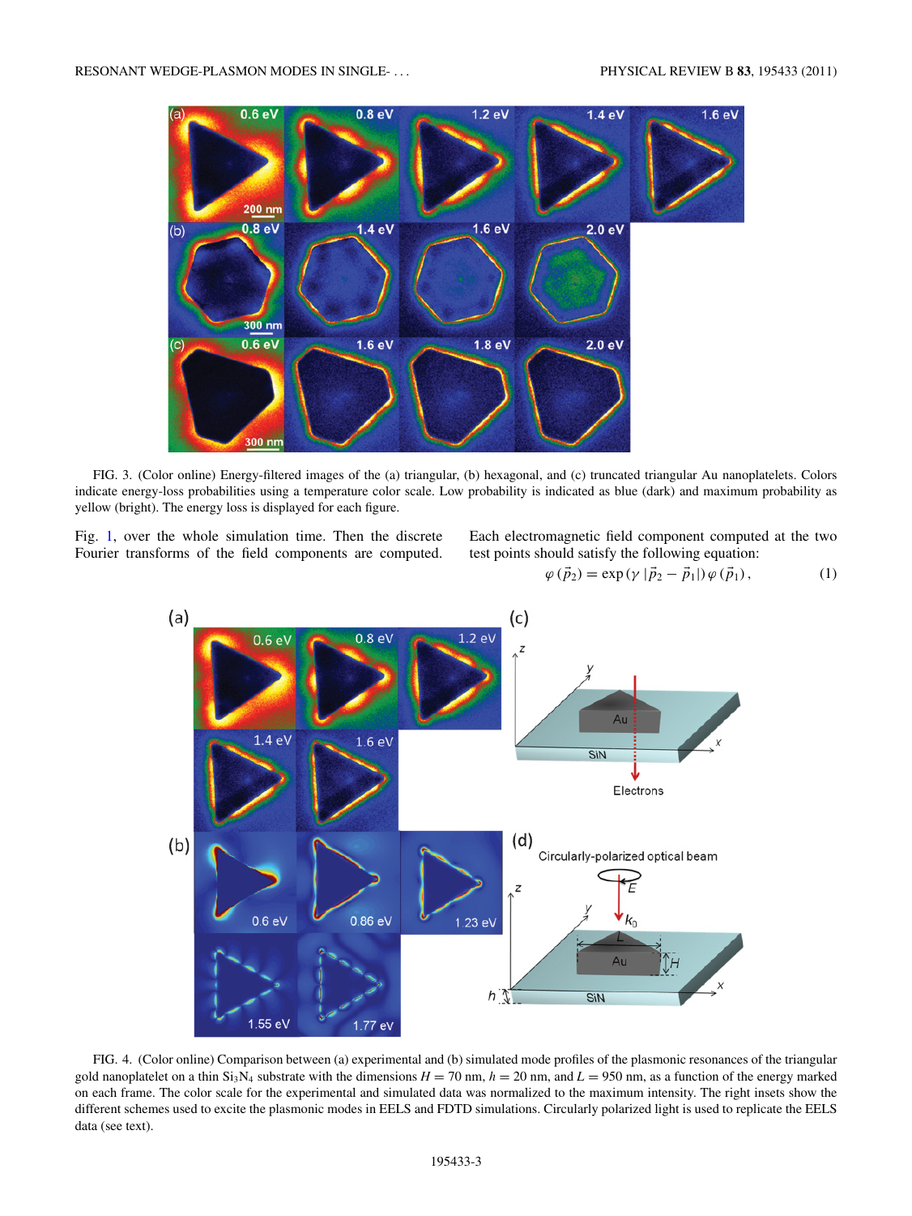FIG. 3. (Color online) Energy-filtered images of the (a) triangular, (b) hexagonal, and (c) truncated triangular Au nanoplatelets. Colors indicate energy-loss probabilities using a temperature color scale. Low probability is indicated as blue (dark) and maximum probability as yellow (bright). The energy loss is displayed for each figure.

Fig. 1, over the whole simulation time. Then the discrete Fourier transforms of the field components are computed. Each electromagnetic field component computed at the two test points should satisfy the following equation:

$$\varphi(\vec{p}_2) = \exp(\gamma\,|\vec{p}_2 - \vec{p}_1|)\,\varphi(\vec{p}_1), \tag{1}$$

FIG. 4. (Color online) Comparison between (a) experimental and (b) simulated mode profiles of the plasmonic resonances of the triangular gold nanoplatelet on a thin $Si_3N_4$ substrate with the dimensions $H = 70$ nm, $h = 20$ nm, and $L = 950$ nm, as a function of the energy marked on each frame. The color scale for the experimental and simulated data was normalized to the maximum intensity. The right insets show the different schemes used to excite the plasmonic modes in EELS and FDTD simulations. Circularly polarized light is used to replicate the EELS data (see text).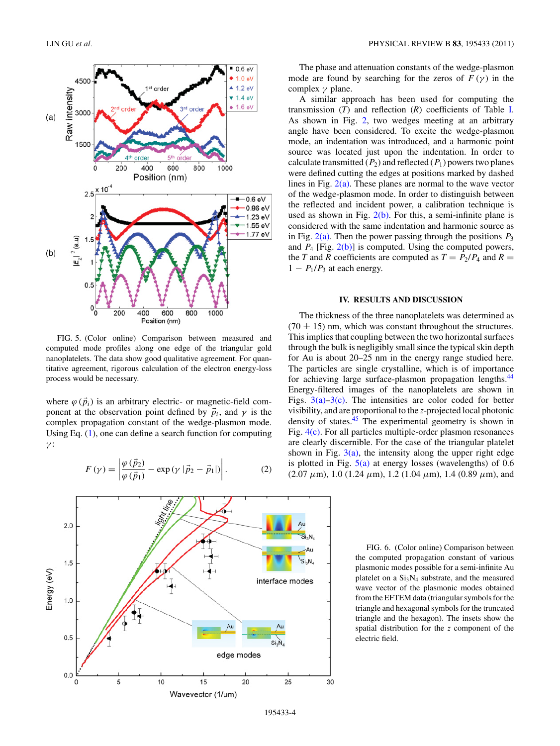FIG. 5. (Color online) Comparison between measured and computed mode profiles along one edge of the triangular gold nanoplatelets. The data show good qualitative agreement. For quantitative agreement, rigorous calculation of the electron energy-loss process would be necessary.

where $\varphi(\vec{p}_i)$ is an arbitrary electric- or magnetic-field component at the observation point defined by $\vec{p}_i$, and $\gamma$ is the complex propagation constant of the wedge-plasmon mode. Using Eq. (1), one can define a search function for computing $\gamma$:

$$F(\gamma) = \left| \frac{\varphi(\vec{p}_2)}{\varphi(\vec{p}_1)} - \exp(\gamma\, |\vec{p}_2 - \vec{p}_1|) \right|. \quad (2)$$

The phase and attenuation constants of the wedge-plasmon mode are found by searching for the zeros of $F(\gamma)$ in the complex $\gamma$ plane.

A similar approach has been used for computing the transmission ($T$) and reflection ($R$) coefficients of Table I. As shown in Fig. 2, two wedges meeting at an arbitrary angle have been considered. To excite the wedge-plasmon mode, an indentation was introduced, and a harmonic point source was located just upon the indentation. In order to calculate transmitted ($P_2$) and reflected ($P_1$) powers two planes were defined cutting the edges at positions marked by dashed lines in Fig. 2(a). These planes are normal to the wave vector of the wedge-plasmon mode. In order to distinguish between the reflected and incident power, a calibration technique is used as shown in Fig. 2(b). For this, a semi-infinite plane is considered with the same indentation and harmonic source as in Fig. 2(a). Then the power passing through the positions $P_3$ and $P_4$ [Fig. 2(b)] is computed. Using the computed powers, the $T$ and $R$ coefficients are computed as $T = P_2/P_4$ and $R = 1 - P_1/P_3$ at each energy.

## IV. RESULTS AND DISCUSSION

The thickness of the three nanoplatelets was determined as (70 ± 15) nm, which was constant throughout the structures. This implies that coupling between the two horizontal surfaces through the bulk is negligibly small since the typical skin depth for Au is about 20–25 nm in the energy range studied here. The particles are single crystalline, which is of importance for achieving large surface-plasmon propagation lengths.[44] Energy-filtered images of the nanoplatelets are shown in Figs. 3(a)–3(c). The intensities are color coded for better visibility, and are proportional to the $z$-projected local photonic density of states.[45] The experimental geometry is shown in Fig. 4(c). For all particles multiple-order plasmon resonances are clearly discernible. For the case of the triangular platelet shown in Fig. 3(a), the intensity along the upper right edge is plotted in Fig. 5(a) at energy losses (wavelengths) of 0.6 (2.07 $\mu$m), 1.0 (1.24 $\mu$m), 1.2 (1.04 $\mu$m), 1.4 (0.89 $\mu$m), and

FIG. 6. (Color online) Comparison between the computed propagation constant of various plasmonic modes possible for a semi-infinite Au platelet on a $Si_3N_4$ substrate, and the measured wave vector of the plasmonic modes obtained from the EFTEM data (triangular symbols for the triangle and hexagonal symbols for the truncated triangle and the hexagon). The insets show the spatial distribution for the $z$ component of the electric field.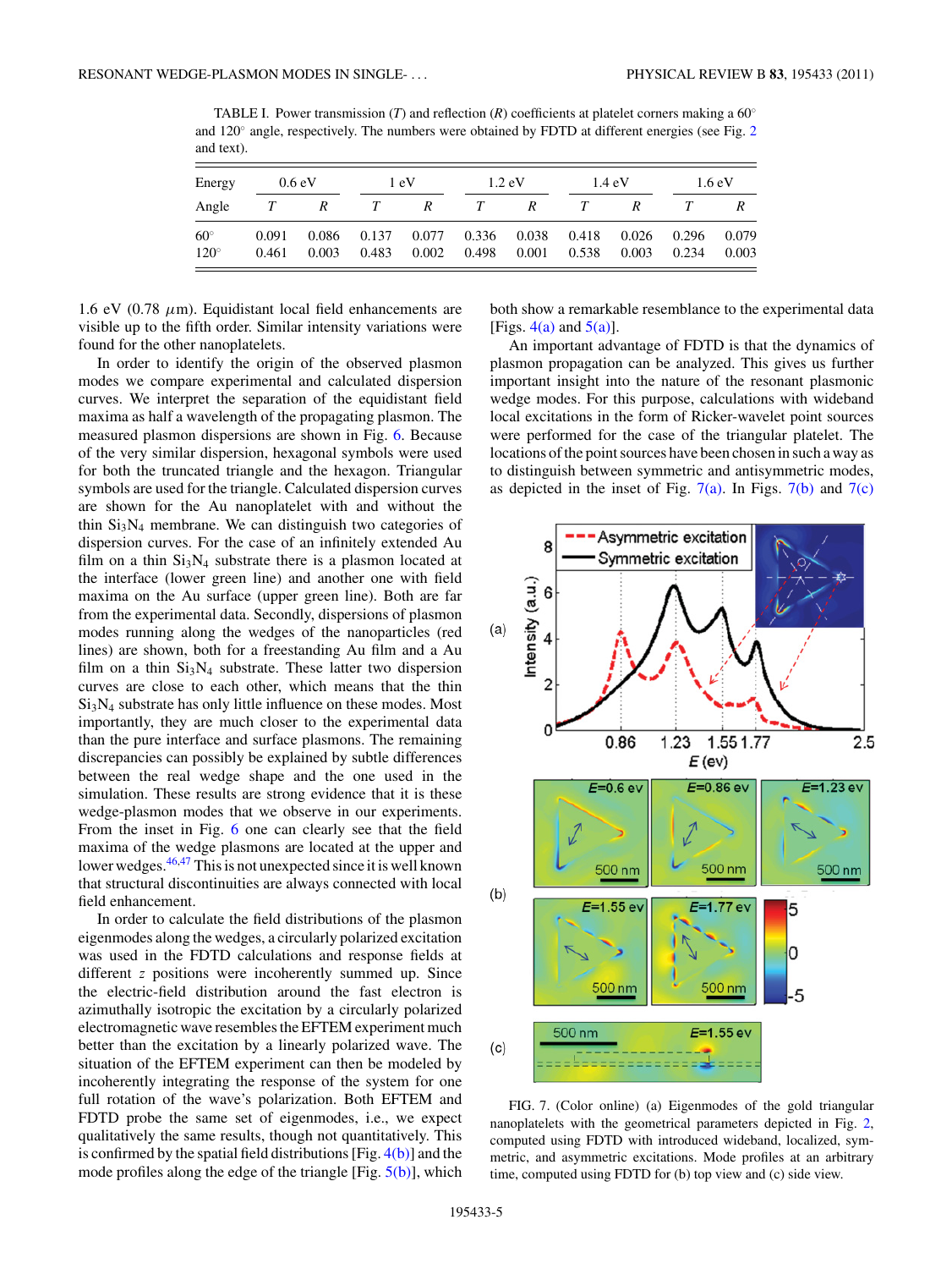TABLE I. Power transmission ($T$) and reflection ($R$) coefficients at platelet corners making a 60° and 120° angle, respectively. The numbers were obtained by FDTD at different energies (see Fig. 2 and text).

| Energy | 0.6 eV | | 1 eV | | 1.2 eV | | 1.4 eV | | 1.6 eV | |
|---|---|---|---|---|---|---|---|---|---|---|
| Angle | $T$ | $R$ | $T$ | $R$ | $T$ | $R$ | $T$ | $R$ | $T$ | $R$ |
| 60° | 0.091 | 0.086 | 0.137 | 0.077 | 0.336 | 0.038 | 0.418 | 0.026 | 0.296 | 0.079 |
| 120° | 0.461 | 0.003 | 0.483 | 0.002 | 0.498 | 0.001 | 0.538 | 0.003 | 0.234 | 0.003 |

1.6 eV (0.78 $\mu$m). Equidistant local field enhancements are visible up to the fifth order. Similar intensity variations were found for the other nanoplatelets.

In order to identify the origin of the observed plasmon modes we compare experimental and calculated dispersion curves. We interpret the separation of the equidistant field maxima as half a wavelength of the propagating plasmon. The measured plasmon dispersions are shown in Fig. 6. Because of the very similar dispersion, hexagonal symbols were used for both the truncated triangle and the hexagon. Triangular symbols are used for the triangle. Calculated dispersion curves are shown for the Au nanoplatelet with and without the thin $Si_3N_4$ membrane. We can distinguish two categories of dispersion curves. For the case of an infinitely extended Au film on a thin $Si_3N_4$ substrate there is a plasmon located at the interface (lower green line) and another one with field maxima on the Au surface (upper green line). Both are far from the experimental data. Secondly, dispersions of plasmon modes running along the wedges of the nanoparticles (red lines) are shown, both for a freestanding Au film and a Au film on a thin $Si_3N_4$ substrate. These latter two dispersion curves are close to each other, which means that the thin $Si_3N_4$ substrate has only little influence on these modes. Most importantly, they are much closer to the experimental data than the pure interface and surface plasmons. The remaining discrepancies can possibly be explained by subtle differences between the real wedge shape and the one used in the simulation. These results are strong evidence that it is these wedge-plasmon modes that we observe in our experiments. From the inset in Fig. 6 one can clearly see that the field maxima of the wedge plasmons are located at the upper and lower wedges.[46,47] This is not unexpected since it is well known that structural discontinuities are always connected with local field enhancement.

In order to calculate the field distributions of the plasmon eigenmodes along the wedges, a circularly polarized excitation was used in the FDTD calculations and response fields at different $z$ positions were incoherently summed up. Since the electric-field distribution around the fast electron is azimuthally isotropic the excitation by a circularly polarized electromagnetic wave resembles the EFTEM experiment much better than the excitation by a linearly polarized wave. The situation of the EFTEM experiment can then be modeled by incoherently integrating the response of the system for one full rotation of the wave's polarization. Both EFTEM and FDTD probe the same set of eigenmodes, i.e., we expect qualitatively the same results, though not quantitatively. This is confirmed by the spatial field distributions [Fig. 4(b)] and the mode profiles along the edge of the triangle [Fig. 5(b)], which both show a remarkable resemblance to the experimental data [Figs. 4(a) and 5(a)].

An important advantage of FDTD is that the dynamics of plasmon propagation can be analyzed. This gives us further important insight into the nature of the resonant plasmonic wedge modes. For this purpose, calculations with wideband local excitations in the form of Ricker-wavelet point sources were performed for the case of the triangular platelet. The locations of the point sources have been chosen in such a way as to distinguish between symmetric and antisymmetric modes, as depicted in the inset of Fig. 7(a). In Figs. 7(b) and 7(c)

(a)
Asymmetric excitation
Symmetric excitation
Intensity (a.u.)
0
2
4
6
8
0.86
1.23
1.55
1.77
2.5
E (ev)

(b)
E=0.6 ev
500 nm
E=0.86 ev
500 nm
E=1.23 ev
500 nm
E=1.55 ev
500 nm
E=1.77 ev
500 nm
5
0
-5

(c)
500 nm
E=1.55 ev

FIG. 7. (Color online) (a) Eigenmodes of the gold triangular nanoplatelets with the geometrical parameters depicted in Fig. 2, computed using FDTD with introduced wideband, localized, symmetric, and asymmetric excitations. Mode profiles at an arbitrary time, computed using FDTD for (b) top view and (c) side view.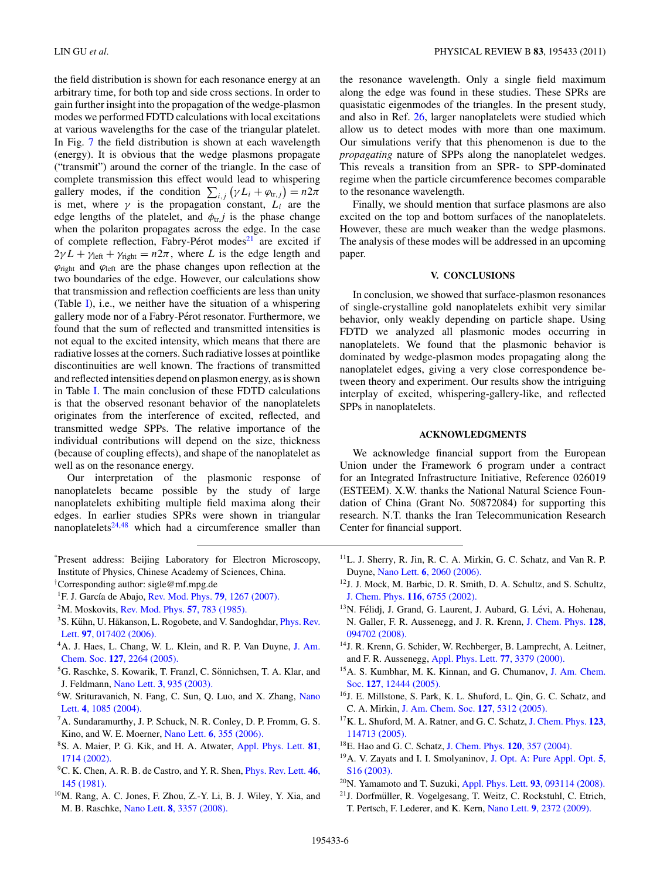the field distribution is shown for each resonance energy at an arbitrary time, for both top and side cross sections. In order to gain further insight into the propagation of the wedge-plasmon modes we performed FDTD calculations with local excitations at various wavelengths for the case of the triangular platelet. In Fig. 7 the field distribution is shown at each wavelength (energy). It is obvious that the wedge plasmons propagate ("transmit") around the corner of the triangle. In the case of complete transmission this effect would lead to whispering gallery modes, if the condition $\sum_{i,j}(\gamma L_i + \varphi_{\mathrm{tr},j}) = n2\pi$ is met, where $\gamma$ is the propagation constant, $L_i$ are the edge lengths of the platelet, and $\phi_{\mathrm{tr}}j$ is the phase change when the polariton propagates across the edge. In the case of complete reflection, Fabry-Pérot modes[21] are excited if $2\gamma L + \gamma_{\mathrm{left}} + \gamma_{\mathrm{right}} = n2\pi$, where $L$ is the edge length and $\varphi_{\mathrm{right}}$ and $\varphi_{\mathrm{left}}$ are the phase changes upon reflection at the two boundaries of the edge. However, our calculations show that transmission and reflection coefficients are less than unity (Table I), i.e., we neither have the situation of a whispering gallery mode nor of a Fabry-Pérot resonator. Furthermore, we found that the sum of reflected and transmitted intensities is not equal to the excited intensity, which means that there are radiative losses at the corners. Such radiative losses at pointlike discontinuities are well known. The fractions of transmitted and reflected intensities depend on plasmon energy, as is shown in Table I. The main conclusion of these FDTD calculations is that the observed resonant behavior of the nanoplatelets originates from the interference of excited, reflected, and transmitted wedge SPPs. The relative importance of the individual contributions will depend on the size, thickness (because of coupling effects), and shape of the nanoplatelet as well as on the resonance energy.

Our interpretation of the plasmonic response of nanoplatelets became possible by the study of large nanoplatelets exhibiting multiple field maxima along their edges. In earlier studies SPRs were shown in triangular nanoplatelets[24,48] which had a circumference smaller than the resonance wavelength. Only a single field maximum along the edge was found in these studies. These SPRs are quasistatic eigenmodes of the triangles. In the present study, and also in Ref. 26, larger nanoplatelets were studied which allow us to detect modes with more than one maximum. Our simulations verify that this phenomenon is due to the *propagating* nature of SPPs along the nanoplatelet wedges. This reveals a transition from an SPR- to SPP-dominated regime when the particle circumference becomes comparable to the resonance wavelength.

Finally, we should mention that surface plasmons are also excited on the top and bottom surfaces of the nanoplatelets. However, these are much weaker than the wedge plasmons. The analysis of these modes will be addressed in an upcoming paper.

## V. CONCLUSIONS

In conclusion, we showed that surface-plasmon resonances of single-crystalline gold nanoplatelets exhibit very similar behavior, only weakly depending on particle shape. Using FDTD we analyzed all plasmonic modes occurring in nanoplatelets. We found that the plasmonic behavior is dominated by wedge-plasmon modes propagating along the nanoplatelet edges, giving a very close correspondence between theory and experiment. Our results show the intriguing interplay of excited, whispering-gallery-like, and reflected SPPs in nanoplatelets.

## ACKNOWLEDGMENTS

We acknowledge financial support from the European Union under the Framework 6 program under a contract for an Integrated Infrastructure Initiative, Reference 026019 (ESTEEM). X.W. thanks the National Natural Science Foundation of China (Grant No. 50872084) for supporting this research. N.T. thanks the Iran Telecommunication Research Center for financial support.

---

[*]Present address: Beijing Laboratory for Electron Microscopy, Institute of Physics, Chinese Academy of Sciences, China.

[†]Corresponding author: sigle@mf.mpg.de

[1] F. J. García de Abajo, Rev. Mod. Phys. **79**, 1267 (2007).

[2] M. Moskovits, Rev. Mod. Phys. **57**, 783 (1985).

[3] S. Kühn, U. Håkanson, L. Rogobete, and V. Sandoghdar, Phys. Rev. Lett. **97**, 017402 (2006).

[4] A. J. Haes, L. Chang, W. L. Klein, and R. P. Van Duyne, J. Am. Chem. Soc. **127**, 2264 (2005).

[5] G. Raschke, S. Kowarik, T. Franzl, C. Sönnichsen, T. A. Klar, and J. Feldmann, Nano Lett. **3**, 935 (2003).

[6] W. Srituravanich, N. Fang, C. Sun, Q. Luo, and X. Zhang, Nano Lett. **4**, 1085 (2004).

[7] A. Sundaramurthy, J. P. Schuck, N. R. Conley, D. P. Fromm, G. S. Kino, and W. E. Moerner, Nano Lett. **6**, 355 (2006).

[8] S. A. Maier, P. G. Kik, and H. A. Atwater, Appl. Phys. Lett. **81**, 1714 (2002).

[9] C. K. Chen, A. R. B. de Castro, and Y. R. Shen, Phys. Rev. Lett. **46**, 145 (1981).

[10] M. Rang, A. C. Jones, F. Zhou, Z.-Y. Li, B. J. Wiley, Y. Xia, and M. B. Raschke, Nano Lett. **8**, 3357 (2008).

[11] L. J. Sherry, R. Jin, R. C. A. Mirkin, G. C. Schatz, and Van R. P. Duyne, Nano Lett. **6**, 2060 (2006).

[12] J. J. Mock, M. Barbic, D. R. Smith, D. A. Schultz, and S. Schultz, J. Chem. Phys. **116**, 6755 (2002).

[13] N. Félidj, J. Grand, G. Laurent, J. Aubard, G. Lévi, A. Hohenau, N. Galler, F. R. Aussenegg, and J. R. Krenn, J. Chem. Phys. **128**, 094702 (2008).

[14] J. R. Krenn, G. Schider, W. Rechberger, B. Lamprecht, A. Leitner, and F. R. Aussenegg, Appl. Phys. Lett. **77**, 3379 (2000).

[15] A. S. Kumbhar, M. K. Kinnan, and G. Chumanov, J. Am. Chem. Soc. **127**, 12444 (2005).

[16] J. E. Millstone, S. Park, K. L. Shuford, L. Qin, G. C. Schatz, and C. A. Mirkin, J. Am. Chem. Soc. **127**, 5312 (2005).

[17] K. L. Shuford, M. A. Ratner, and G. C. Schatz, J. Chem. Phys. **123**, 114713 (2005).

[18] E. Hao and G. C. Schatz, J. Chem. Phys. **120**, 357 (2004).

[19] A. V. Zayats and I. I. Smolyaninov, J. Opt. A: Pure Appl. Opt. **5**, S16 (2003).

[20] N. Yamamoto and T. Suzuki, Appl. Phys. Lett. **93**, 093114 (2008).

[21] J. Dorfmüller, R. Vogelgesang, T. Weitz, C. Rockstuhl, C. Etrich, T. Pertsch, F. Lederer, and K. Kern, Nano Lett. **9**, 2372 (2009).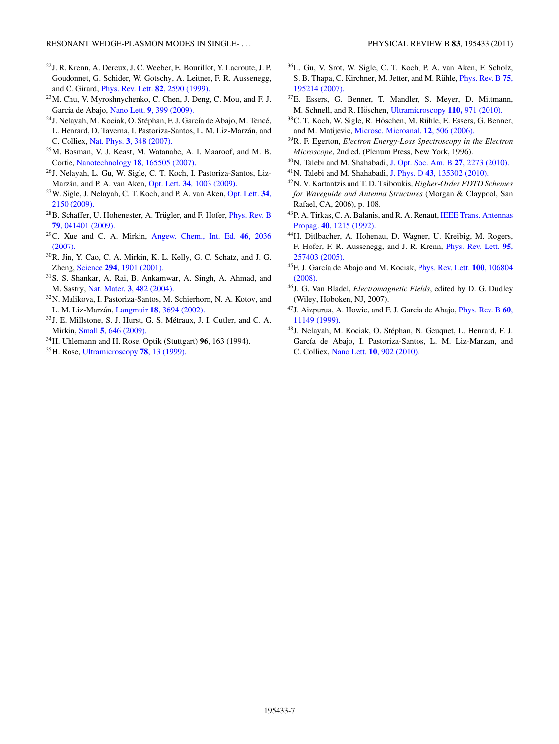[22] J. R. Krenn, A. Dereux, J. C. Weeber, E. Bourillot, Y. Lacroute, J. P. Goudonnet, G. Schider, W. Gotschy, A. Leitner, F. R. Aussenegg, and C. Girard, Phys. Rev. Lett. **82**, 2590 (1999).

[23] M. Chu, V. Myroshnychenko, C. Chen, J. Deng, C. Mou, and F. J. García de Abajo, Nano Lett. **9**, 399 (2009).

[24] J. Nelayah, M. Kociak, O. Stéphan, F. J. García de Abajo, M. Tencé, L. Henrard, D. Taverna, I. Pastoriza-Santos, L. M. Liz-Marzán, and C. Colliex, Nat. Phys. **3**, 348 (2007).

[25] M. Bosman, V. J. Keast, M. Watanabe, A. I. Maaroof, and M. B. Cortie, Nanotechnology **18**, 165505 (2007).

[26] J. Nelayah, L. Gu, W. Sigle, C. T. Koch, I. Pastoriza-Santos, Liz-Marzán, and P. A. van Aken, Opt. Lett. **34**, 1003 (2009).

[27] W. Sigle, J. Nelayah, C. T. Koch, and P. A. van Aken, Opt. Lett. **34**, 2150 (2009).

[28] B. Schaffer, U. Hohenester, A. Trügler, and F. Hofer, Phys. Rev. B **79**, 041401 (2009).

[29] C. Xue and C. A. Mirkin, Angew. Chem., Int. Ed. **46**, 2036 (2007).

[30] R. Jin, Y. Cao, C. A. Mirkin, K. L. Kelly, G. C. Schatz, and J. G. Zheng, Science **294**, 1901 (2001).

[31] S. S. Shankar, A. Rai, B. Ankamwar, A. Singh, A. Ahmad, and M. Sastry, Nat. Mater. **3**, 482 (2004).

[32] N. Malikova, I. Pastoriza-Santos, M. Schierhorn, N. A. Kotov, and L. M. Liz-Marzán, Langmuir **18**, 3694 (2002).

[33] J. E. Millstone, S. J. Hurst, G. S. Métraux, J. I. Cutler, and C. A. Mirkin, Small **5**, 646 (2009).

[34] H. Uhlemann and H. Rose, Optik (Stuttgart) **96**, 163 (1994).

[35] H. Rose, Ultramicroscopy **78**, 13 (1999).

[36] L. Gu, V. Srot, W. Sigle, C. T. Koch, P. A. van Aken, F. Scholz, S. B. Thapa, C. Kirchner, M. Jetter, and M. Rühle, Phys. Rev. B **75**, 195214 (2007).

[37] E. Essers, G. Benner, T. Mandler, S. Meyer, D. Mittmann, M. Schnell, and R. Höschen, Ultramicroscopy **110,** 971 (2010).

[38] C. T. Koch, W. Sigle, R. Höschen, M. Rühle, E. Essers, G. Benner, and M. Matijevic, Microsc. Microanal. **12**, 506 (2006).

[39] R. F. Egerton, *Electron Energy-Loss Spectroscopy in the Electron Microscope*, 2nd ed. (Plenum Press, New York, 1996).

[40] N. Talebi and M. Shahabadi, J. Opt. Soc. Am. B **27**, 2273 (2010).

[41] N. Talebi and M. Shahabadi, J. Phys. D **43**, 135302 (2010).

[42] N. V. Kartantzis and T. D. Tsiboukis, *Higher-Order FDTD Schemes for Waveguide and Antenna Structures* (Morgan & Claypool, San Rafael, CA, 2006), p. 108.

[43] P. A. Tirkas, C. A. Balanis, and R. A. Renaut, IEEE Trans. Antennas Propag. **40**, 1215 (1992).

[44] H. Ditlbacher, A. Hohenau, D. Wagner, U. Kreibig, M. Rogers, F. Hofer, F. R. Aussenegg, and J. R. Krenn, Phys. Rev. Lett. **95**, 257403 (2005).

[45] F. J. García de Abajo and M. Kociak, Phys. Rev. Lett. **100**, 106804 (2008).

[46] J. G. Van Bladel, *Electromagnetic Fields*, edited by D. G. Dudley (Wiley, Hoboken, NJ, 2007).

[47] J. Aizpurua, A. Howie, and F. J. Garcia de Abajo, Phys. Rev. B **60**, 11149 (1999).

[48] J. Nelayah, M. Kociak, O. Stéphan, N. Geuquet, L. Henrard, F. J. García de Abajo, I. Pastoriza-Santos, L. M. Liz-Marzan, and C. Colliex, Nano Lett. **10**, 902 (2010).